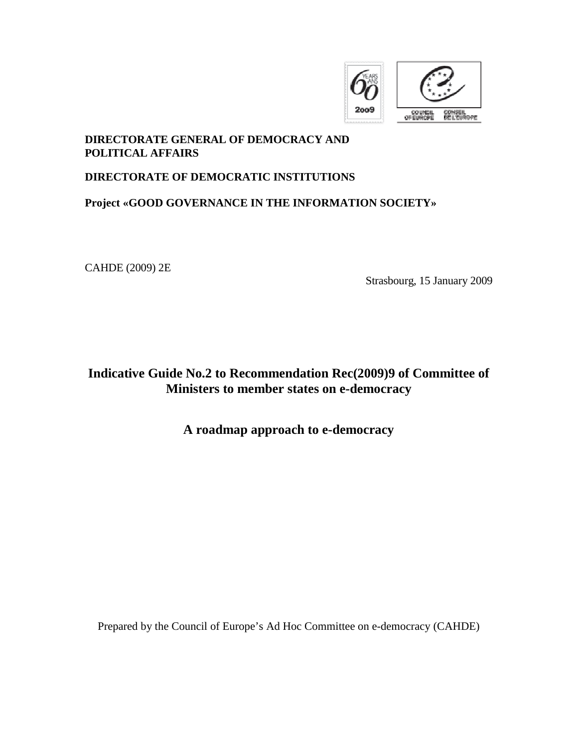**DIRECTORATE GENERAL OF DEMOCRACY AND POLITICAL AFFAIRS**

**DIRECTORATE OF DEMOCRATIC INSTITUTIONS**

**Project «GOOD GOVERNANCE IN THE INFORMATION SOCIETY»**

CAHDE (2009) 2E

Strasbourg, 15 January 2009

# Indicative Guide No.2 to Recommendation Rec(2009)9 of Committee of Ministers to member states on e-democracy

## A roadmap approach to e-democracy

Prepared by the Council of Europe's Ad Hoc Committee on e-democracy (CAHDE)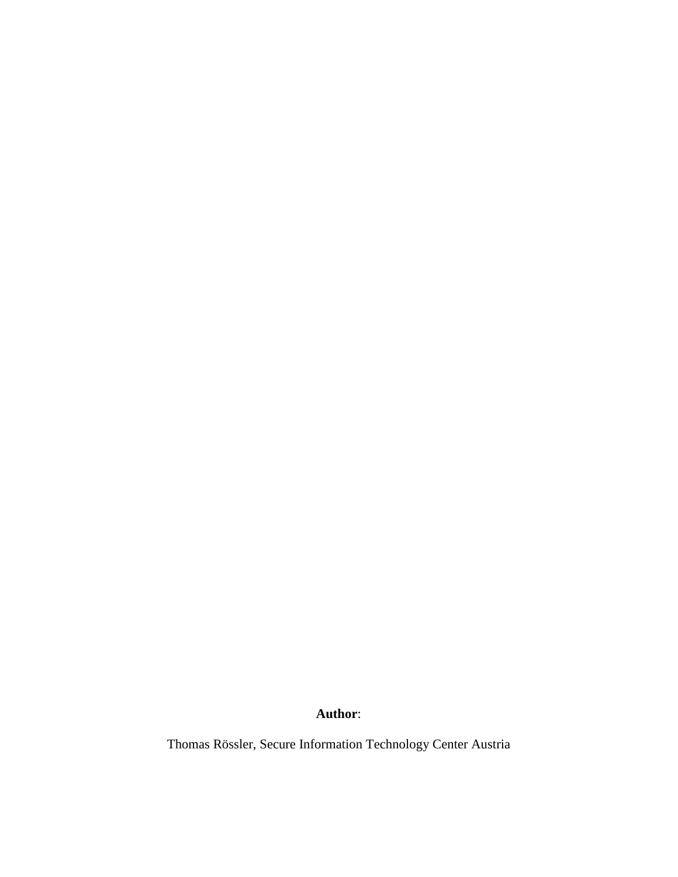**Author**:

Thomas Rössler, Secure Information Technology Center Austria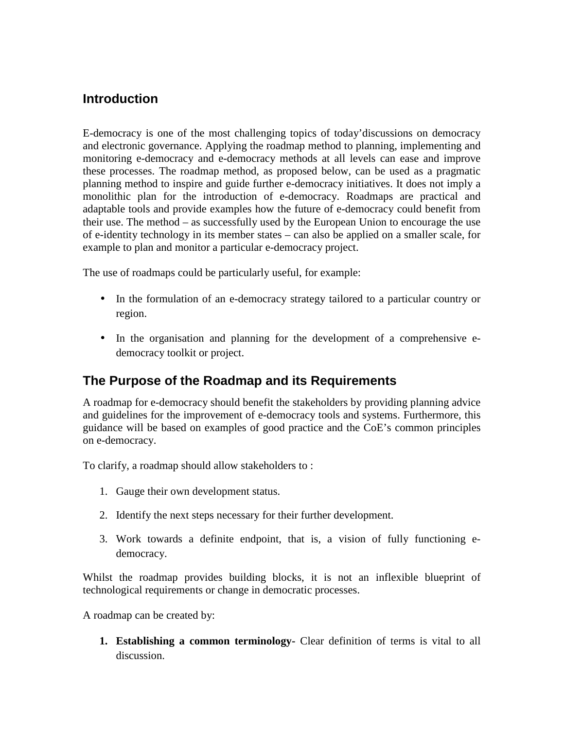## Introduction

E-democracy is one of the most challenging topics of today'discussions on democracy and electronic governance. Applying the roadmap method to planning, implementing and monitoring e-democracy and e-democracy methods at all levels can ease and improve these processes. The roadmap method, as proposed below, can be used as a pragmatic planning method to inspire and guide further e-democracy initiatives. It does not imply a monolithic plan for the introduction of e-democracy. Roadmaps are practical and adaptable tools and provide examples how the future of e-democracy could benefit from their use. The method – as successfully used by the European Union to encourage the use of e-identity technology in its member states – can also be applied on a smaller scale, for example to plan and monitor a particular e-democracy project.

The use of roadmaps could be particularly useful, for example:

- In the formulation of an e-democracy strategy tailored to a particular country or region.
- In the organisation and planning for the development of a comprehensive e-democracy toolkit or project.

## The Purpose of the Roadmap and its Requirements

A roadmap for e-democracy should benefit the stakeholders by providing planning advice and guidelines for the improvement of e-democracy tools and systems. Furthermore, this guidance will be based on examples of good practice and the CoE's common principles on e-democracy.

To clarify, a roadmap should allow stakeholders to :

1. Gauge their own development status.
2. Identify the next steps necessary for their further development.
3. Work towards a definite endpoint, that is, a vision of fully functioning e-democracy.

Whilst the roadmap provides building blocks, it is not an inflexible blueprint of technological requirements or change in democratic processes.

A roadmap can be created by:

1. **Establishing a common terminology-** Clear definition of terms is vital to all discussion.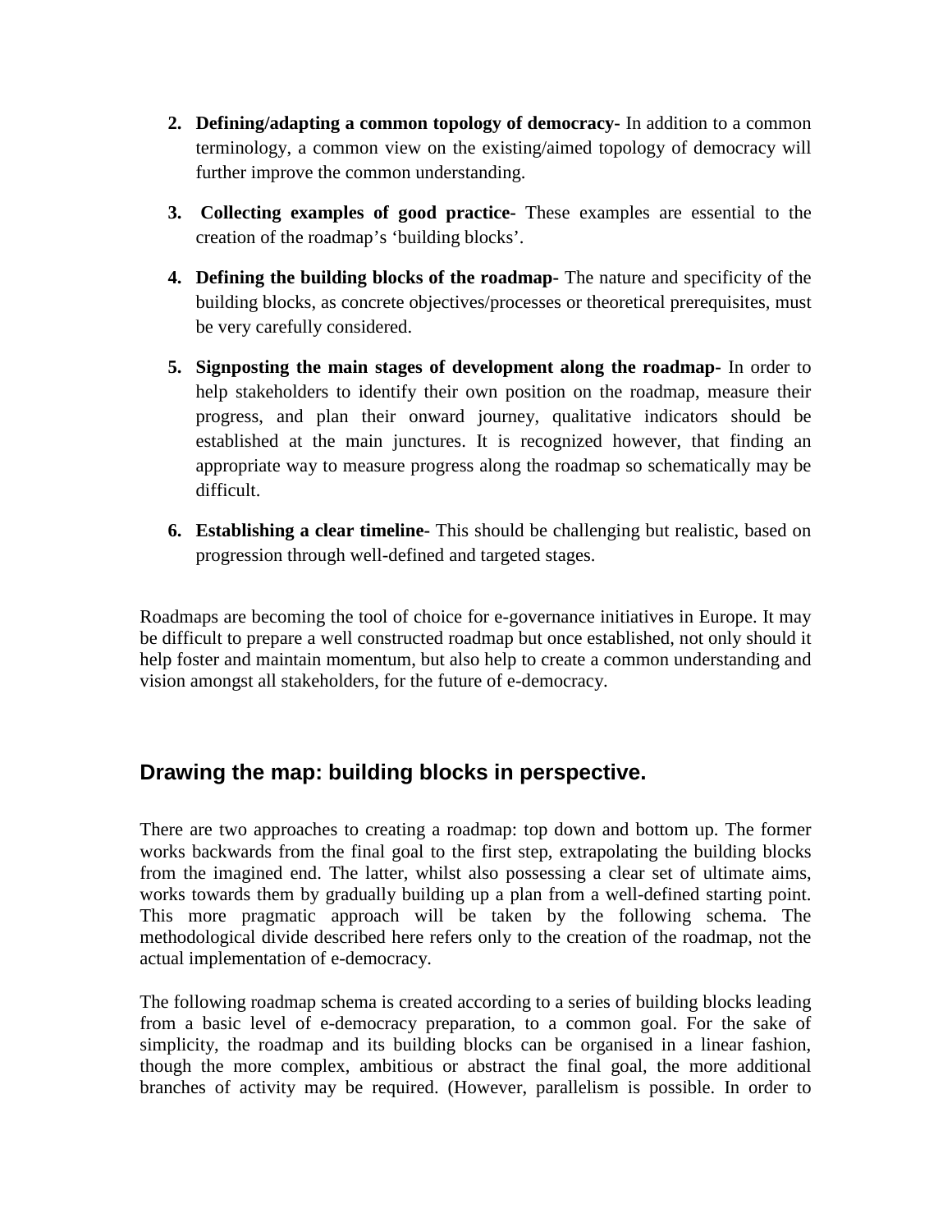2. **Defining/adapting a common topology of democracy-** In addition to a common terminology, a common view on the existing/aimed topology of democracy will further improve the common understanding.

3. **Collecting examples of good practice-** These examples are essential to the creation of the roadmap's 'building blocks'.

4. **Defining the building blocks of the roadmap-** The nature and specificity of the building blocks, as concrete objectives/processes or theoretical prerequisites, must be very carefully considered.

5. **Signposting the main stages of development along the roadmap-** In order to help stakeholders to identify their own position on the roadmap, measure their progress, and plan their onward journey, qualitative indicators should be established at the main junctures. It is recognized however, that finding an appropriate way to measure progress along the roadmap so schematically may be difficult.

6. **Establishing a clear timeline-** This should be challenging but realistic, based on progression through well-defined and targeted stages.

Roadmaps are becoming the tool of choice for e-governance initiatives in Europe. It may be difficult to prepare a well constructed roadmap but once established, not only should it help foster and maintain momentum, but also help to create a common understanding and vision amongst all stakeholders, for the future of e-democracy.

## Drawing the map: building blocks in perspective.

There are two approaches to creating a roadmap: top down and bottom up. The former works backwards from the final goal to the first step, extrapolating the building blocks from the imagined end. The latter, whilst also possessing a clear set of ultimate aims, works towards them by gradually building up a plan from a well-defined starting point. This more pragmatic approach will be taken by the following schema. The methodological divide described here refers only to the creation of the roadmap, not the actual implementation of e-democracy.

The following roadmap schema is created according to a series of building blocks leading from a basic level of e-democracy preparation, to a common goal. For the sake of simplicity, the roadmap and its building blocks can be organised in a linear fashion, though the more complex, ambitious or abstract the final goal, the more additional branches of activity may be required. (However, parallelism is possible. In order to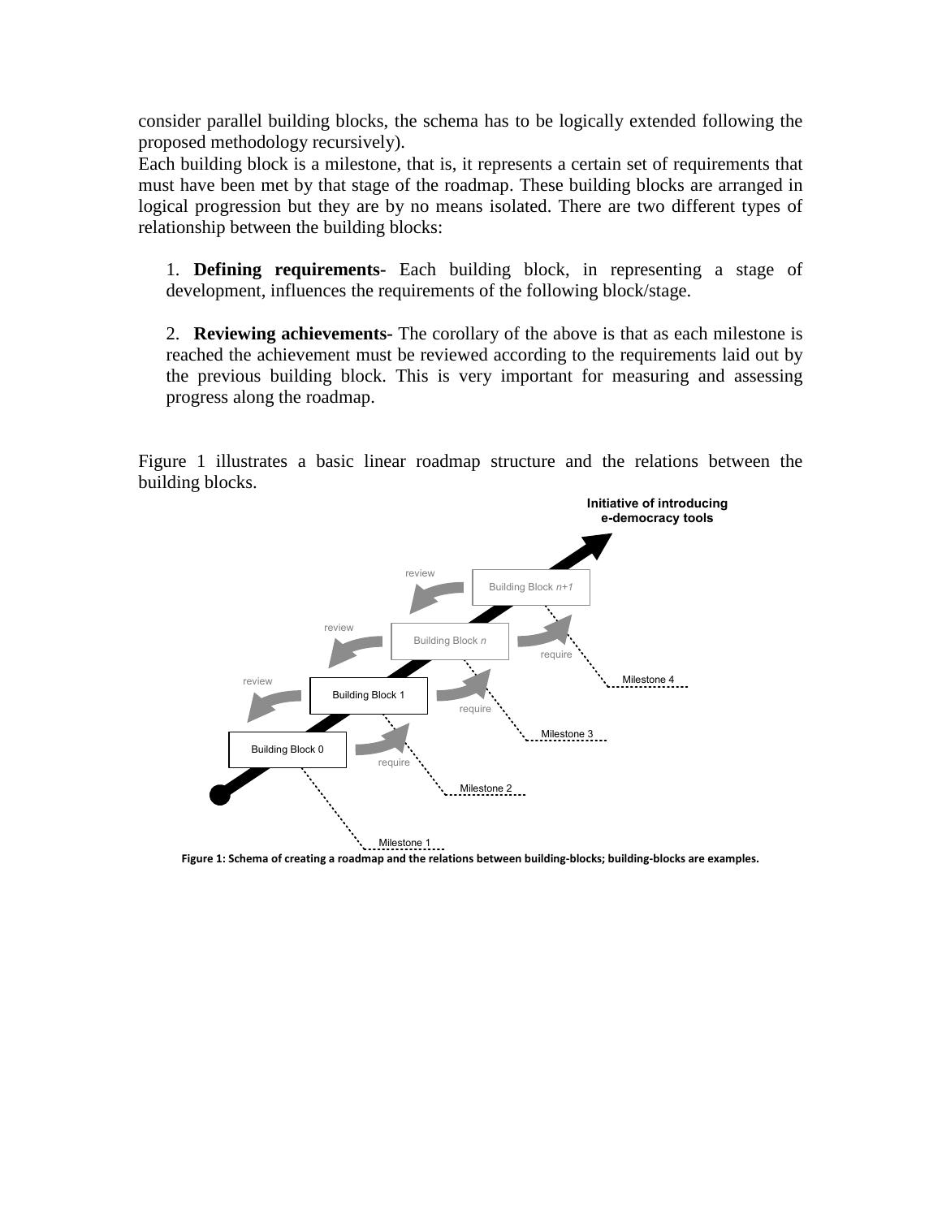consider parallel building blocks, the schema has to be logically extended following the proposed methodology recursively).

Each building block is a milestone, that is, it represents a certain set of requirements that must have been met by that stage of the roadmap. These building blocks are arranged in logical progression but they are by no means isolated. There are two different types of relationship between the building blocks:

1. **Defining requirements-** Each building block, in representing a stage of development, influences the requirements of the following block/stage.

2. **Reviewing achievements-** The corollary of the above is that as each milestone is reached the achievement must be reviewed according to the requirements laid out by the previous building block. This is very important for measuring and assessing progress along the roadmap.

Figure 1 illustrates a basic linear roadmap structure and the relations between the building blocks.

**Figure 1: Schema of creating a roadmap and the relations between building-blocks; building-blocks are examples.**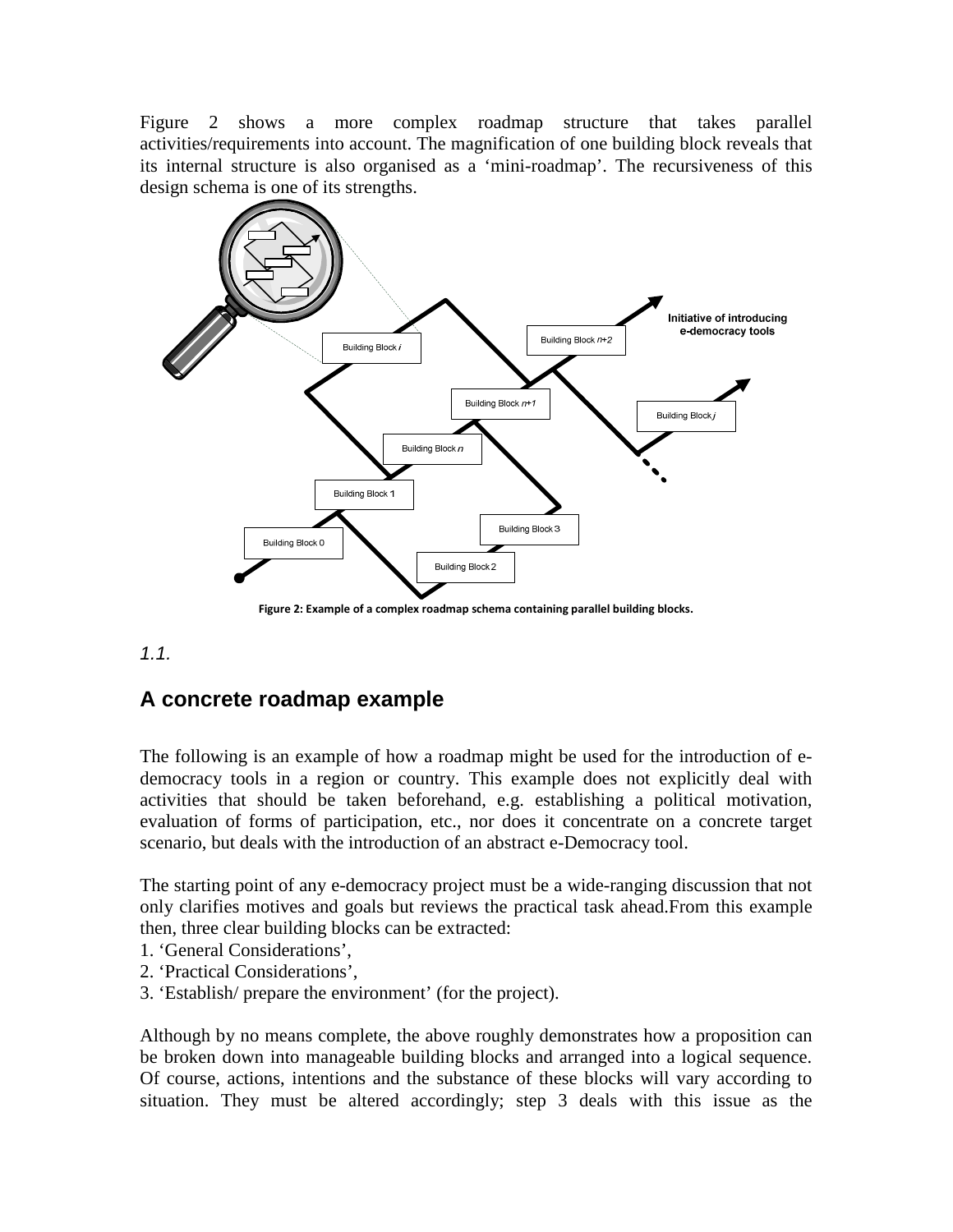Figure 2 shows a more complex roadmap structure that takes parallel activities/requirements into account. The magnification of one building block reveals that its internal structure is also organised as a 'mini-roadmap'. The recursiveness of this design schema is one of its strengths.

Figure 2: Example of a complex roadmap schema containing parallel building blocks.

*1.1.*

## A concrete roadmap example

The following is an example of how a roadmap might be used for the introduction of e-democracy tools in a region or country. This example does not explicitly deal with activities that should be taken beforehand, e.g. establishing a political motivation, evaluation of forms of participation, etc., nor does it concentrate on a concrete target scenario, but deals with the introduction of an abstract e-Democracy tool.

The starting point of any e-democracy project must be a wide-ranging discussion that not only clarifies motives and goals but reviews the practical task ahead.From this example then, three clear building blocks can be extracted:

1. 'General Considerations',
2. 'Practical Considerations',
3. 'Establish/ prepare the environment' (for the project).

Although by no means complete, the above roughly demonstrates how a proposition can be broken down into manageable building blocks and arranged into a logical sequence. Of course, actions, intentions and the substance of these blocks will vary according to situation. They must be altered accordingly; step 3 deals with this issue as the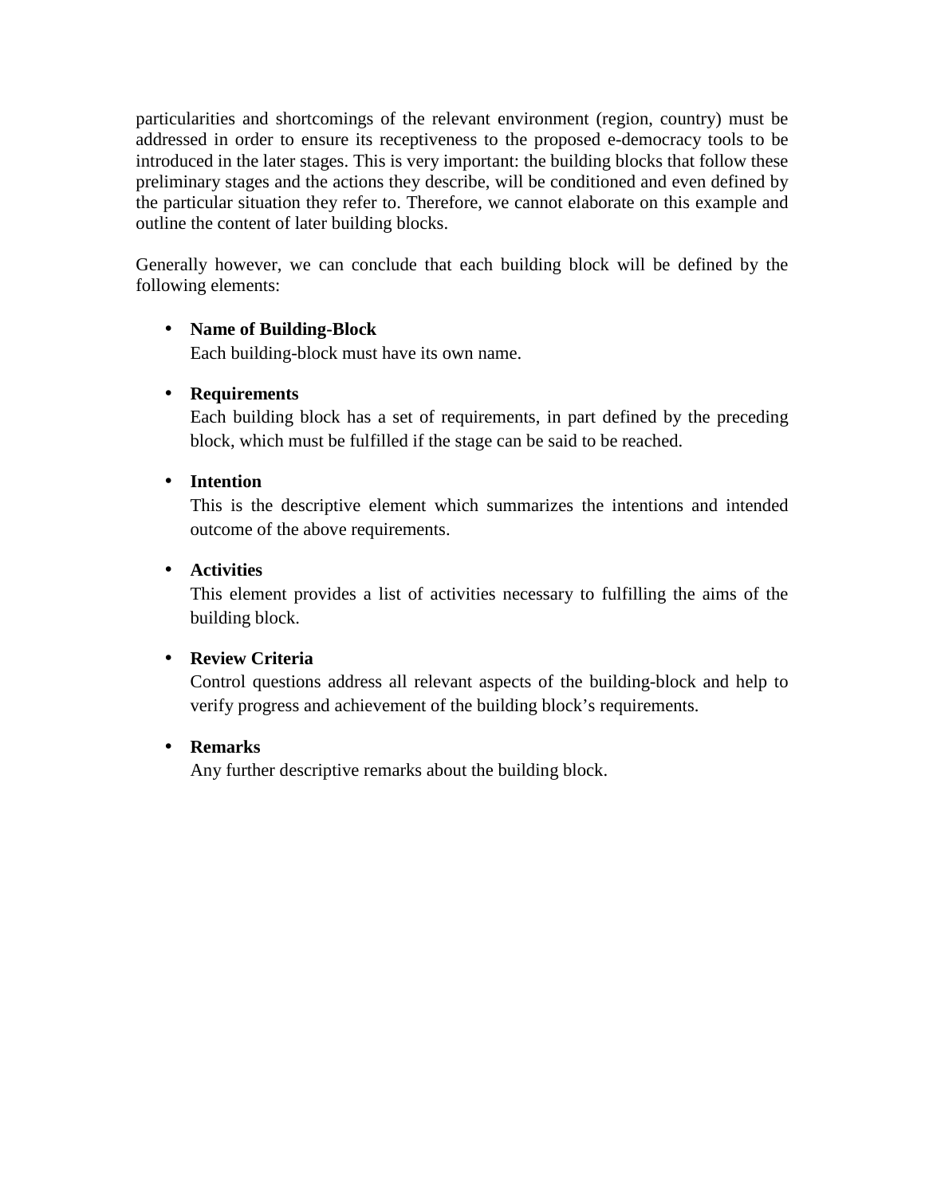particularities and shortcomings of the relevant environment (region, country) must be addressed in order to ensure its receptiveness to the proposed e-democracy tools to be introduced in the later stages. This is very important: the building blocks that follow these preliminary stages and the actions they describe, will be conditioned and even defined by the particular situation they refer to. Therefore, we cannot elaborate on this example and outline the content of later building blocks.

Generally however, we can conclude that each building block will be defined by the following elements:

- **Name of Building-Block**
  Each building-block must have its own name.

- **Requirements**
  Each building block has a set of requirements, in part defined by the preceding block, which must be fulfilled if the stage can be said to be reached.

- **Intention**
  This is the descriptive element which summarizes the intentions and intended outcome of the above requirements.

- **Activities**
  This element provides a list of activities necessary to fulfilling the aims of the building block.

- **Review Criteria**
  Control questions address all relevant aspects of the building-block and help to verify progress and achievement of the building block's requirements.

- **Remarks**
  Any further descriptive remarks about the building block.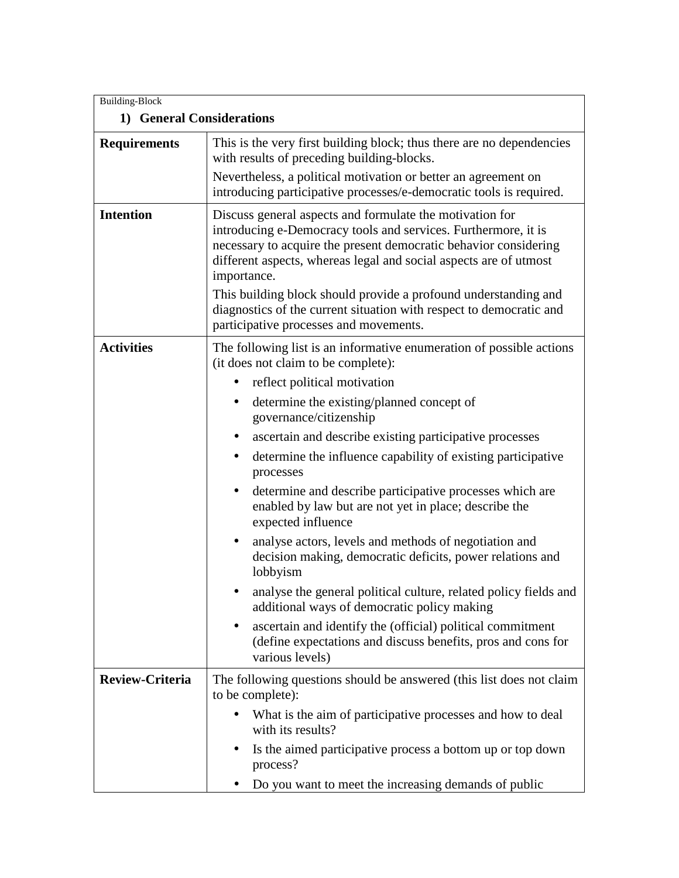| Building-Block<br>**1) General Considerations** | |
|---|---|
| **Requirements** | This is the very first building block; thus there are no dependencies with results of preceding building-blocks.<br>Nevertheless, a political motivation or better an agreement on introducing participative processes/e-democratic tools is required. |
| **Intention** | Discuss general aspects and formulate the motivation for introducing e-Democracy tools and services. Furthermore, it is necessary to acquire the present democratic behavior considering different aspects, whereas legal and social aspects are of utmost importance.<br>This building block should provide a profound understanding and diagnostics of the current situation with respect to democratic and participative processes and movements. |
| **Activities** | The following list is an informative enumeration of possible actions (it does not claim to be complete):<br>• reflect political motivation<br>• determine the existing/planned concept of governance/citizenship<br>• ascertain and describe existing participative processes<br>• determine the influence capability of existing participative processes<br>• determine and describe participative processes which are enabled by law but are not yet in place; describe the expected influence<br>• analyse actors, levels and methods of negotiation and decision making, democratic deficits, power relations and lobbyism<br>• analyse the general political culture, related policy fields and additional ways of democratic policy making<br>• ascertain and identify the (official) political commitment (define expectations and discuss benefits, pros and cons for various levels) |
| **Review-Criteria** | The following questions should be answered (this list does not claim to be complete):<br>• What is the aim of participative processes and how to deal with its results?<br>• Is the aimed participative process a bottom up or top down process?<br>• Do you want to meet the increasing demands of public |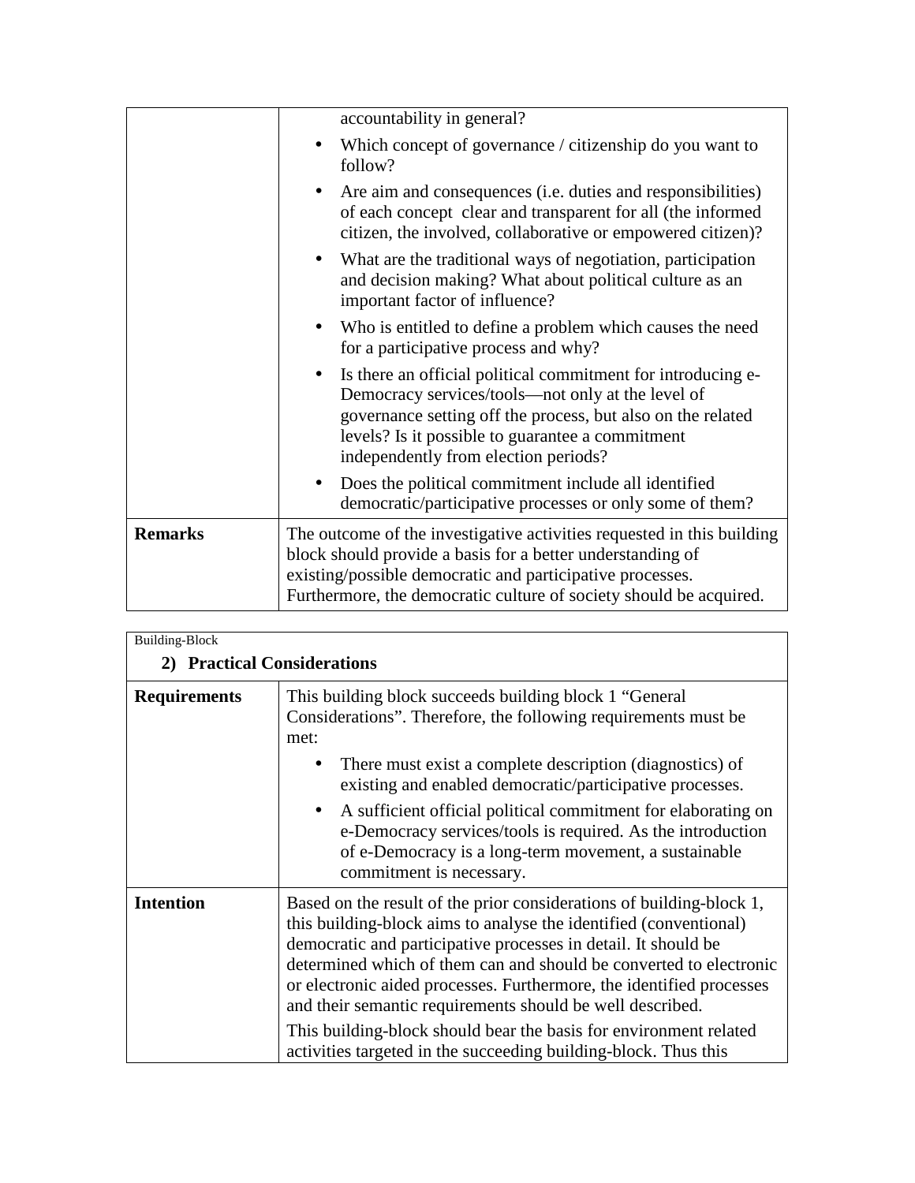| | |
|---|---|
| | accountability in general?<br>• Which concept of governance / citizenship do you want to follow?<br>• Are aim and consequences (i.e. duties and responsibilities) of each concept clear and transparent for all (the informed citizen, the involved, collaborative or empowered citizen)?<br>• What are the traditional ways of negotiation, participation and decision making? What about political culture as an important factor of influence?<br>• Who is entitled to define a problem which causes the need for a participative process and why?<br>• Is there an official political commitment for introducing e-Democracy services/tools—not only at the level of governance setting off the process, but also on the related levels? Is it possible to guarantee a commitment independently from election periods?<br>• Does the political commitment include all identified democratic/participative processes or only some of them? |
| **Remarks** | The outcome of the investigative activities requested in this building block should provide a basis for a better understanding of existing/possible democratic and participative processes. Furthermore, the democratic culture of society should be acquired. |

| Building-Block<br>**2) Practical Considerations** | |
|---|---|
| **Requirements** | This building block succeeds building block 1 "General Considerations". Therefore, the following requirements must be met:<br>• There must exist a complete description (diagnostics) of existing and enabled democratic/participative processes.<br>• A sufficient official political commitment for elaborating on e-Democracy services/tools is required. As the introduction of e-Democracy is a long-term movement, a sustainable commitment is necessary. |
| **Intention** | Based on the result of the prior considerations of building-block 1, this building-block aims to analyse the identified (conventional) democratic and participative processes in detail. It should be determined which of them can and should be converted to electronic or electronic aided processes. Furthermore, the identified processes and their semantic requirements should be well described.<br>This building-block should bear the basis for environment related activities targeted in the succeeding building-block. Thus this |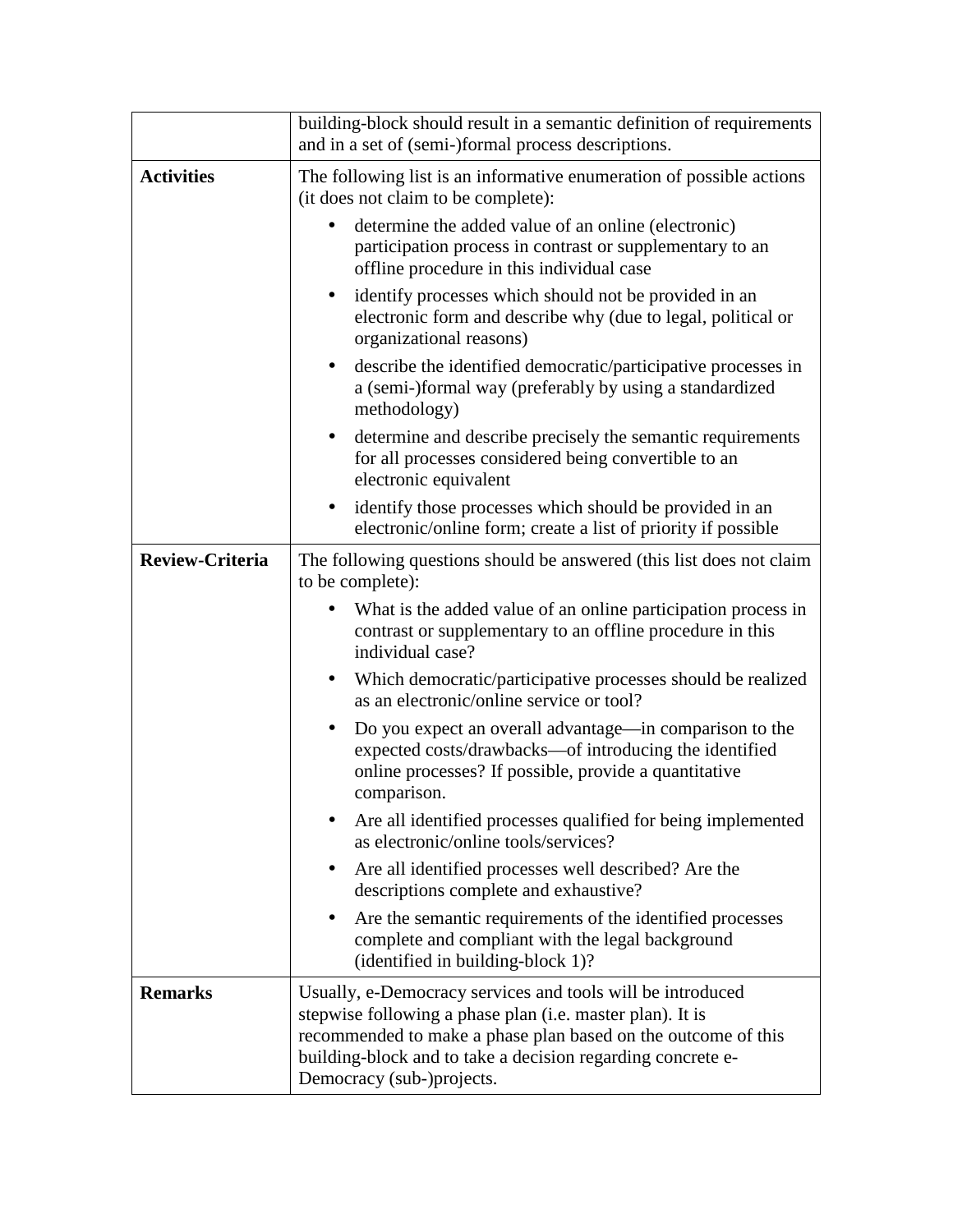| | |
|---|---|
| | building-block should result in a semantic definition of requirements and in a set of (semi-)formal process descriptions. |
| **Activities** | The following list is an informative enumeration of possible actions (it does not claim to be complete):<br>• determine the added value of an online (electronic) participation process in contrast or supplementary to an offline procedure in this individual case<br>• identify processes which should not be provided in an electronic form and describe why (due to legal, political or organizational reasons)<br>• describe the identified democratic/participative processes in a (semi-)formal way (preferably by using a standardized methodology)<br>• determine and describe precisely the semantic requirements for all processes considered being convertible to an electronic equivalent<br>• identify those processes which should be provided in an electronic/online form; create a list of priority if possible |
| **Review-Criteria** | The following questions should be answered (this list does not claim to be complete):<br>• What is the added value of an online participation process in contrast or supplementary to an offline procedure in this individual case?<br>• Which democratic/participative processes should be realized as an electronic/online service or tool?<br>• Do you expect an overall advantage—in comparison to the expected costs/drawbacks—of introducing the identified online processes? If possible, provide a quantitative comparison.<br>• Are all identified processes qualified for being implemented as electronic/online tools/services?<br>• Are all identified processes well described? Are the descriptions complete and exhaustive?<br>• Are the semantic requirements of the identified processes complete and compliant with the legal background (identified in building-block 1)? |
| **Remarks** | Usually, e-Democracy services and tools will be introduced stepwise following a phase plan (i.e. master plan). It is recommended to make a phase plan based on the outcome of this building-block and to take a decision regarding concrete e-Democracy (sub-)projects. |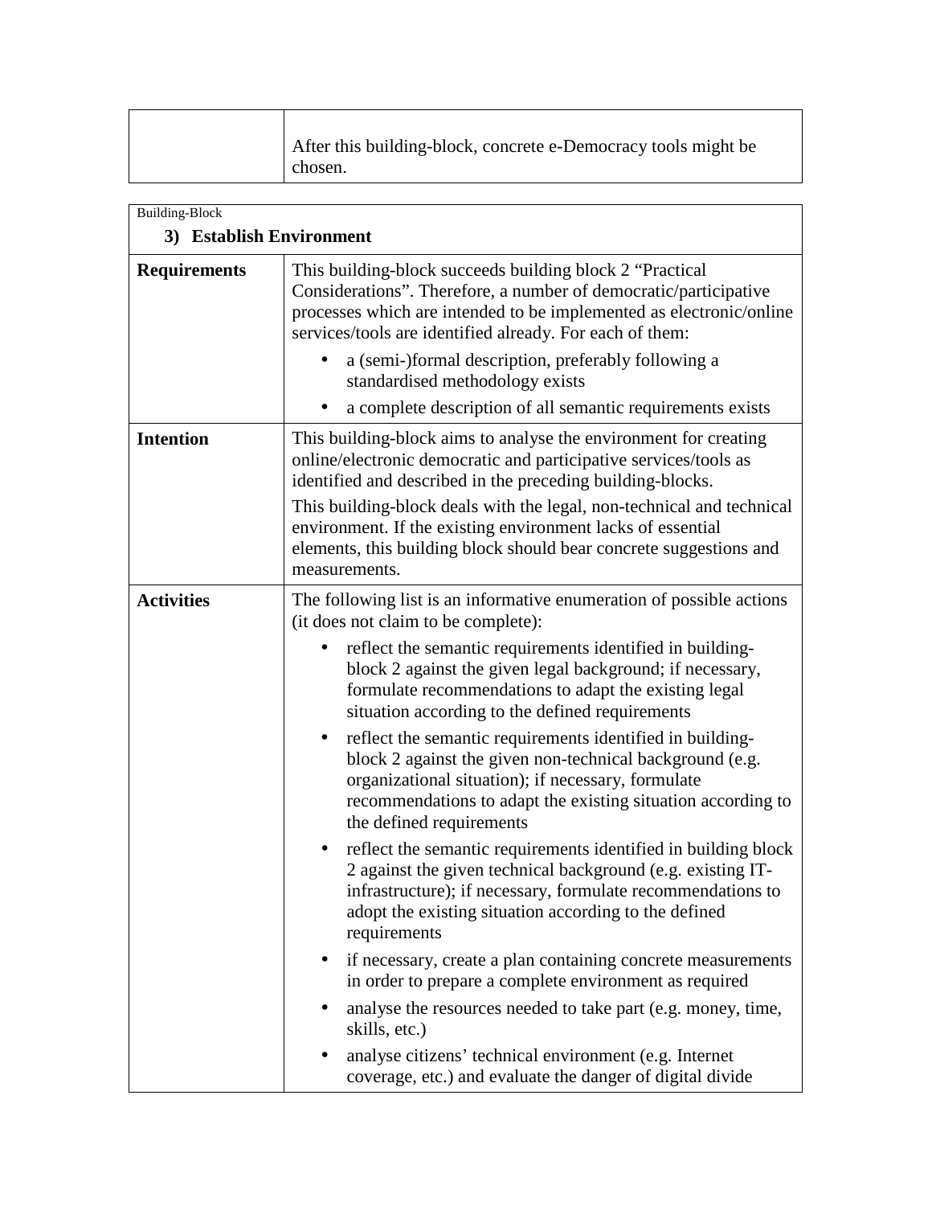| | |
|---|---|
| | After this building-block, concrete e-Democracy tools might be chosen. |

| Building-Block<br>**3) Establish Environment** | |
|---|---|
| **Requirements** | This building-block succeeds building block 2 "Practical Considerations". Therefore, a number of democratic/participative processes which are intended to be implemented as electronic/online services/tools are identified already. For each of them:<br>• a (semi-)formal description, preferably following a standardised methodology exists<br>• a complete description of all semantic requirements exists |
| **Intention** | This building-block aims to analyse the environment for creating online/electronic democratic and participative services/tools as identified and described in the preceding building-blocks.<br>This building-block deals with the legal, non-technical and technical environment. If the existing environment lacks of essential elements, this building block should bear concrete suggestions and measurements. |
| **Activities** | The following list is an informative enumeration of possible actions (it does not claim to be complete):<br>• reflect the semantic requirements identified in building-block 2 against the given legal background; if necessary, formulate recommendations to adapt the existing legal situation according to the defined requirements<br>• reflect the semantic requirements identified in building-block 2 against the given non-technical background (e.g. organizational situation); if necessary, formulate recommendations to adapt the existing situation according to the defined requirements<br>• reflect the semantic requirements identified in building block 2 against the given technical background (e.g. existing IT-infrastructure); if necessary, formulate recommendations to adopt the existing situation according to the defined requirements<br>• if necessary, create a plan containing concrete measurements in order to prepare a complete environment as required<br>• analyse the resources needed to take part (e.g. money, time, skills, etc.)<br>• analyse citizens' technical environment (e.g. Internet coverage, etc.) and evaluate the danger of digital divide |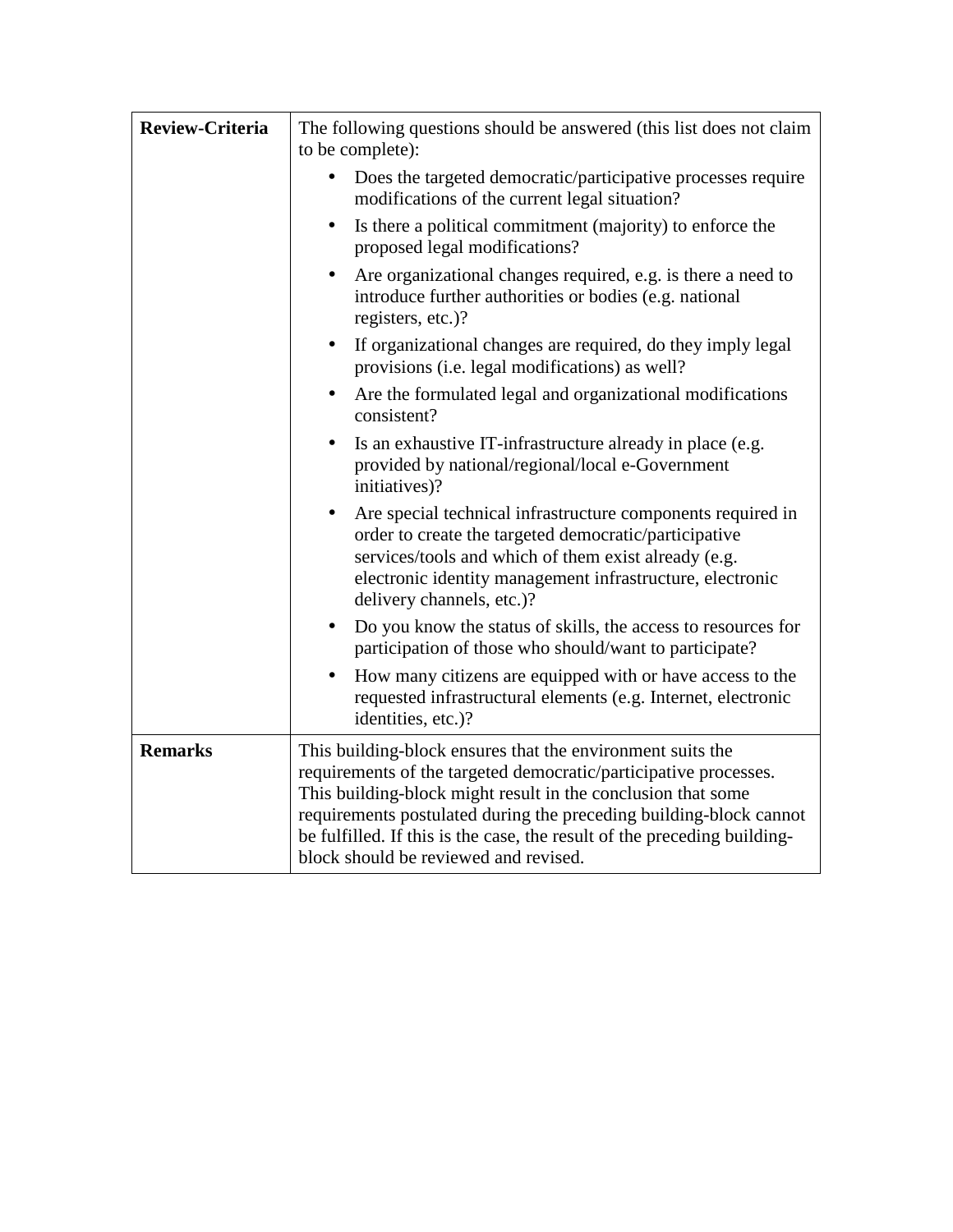| | |
|---|---|
| **Review-Criteria** | The following questions should be answered (this list does not claim to be complete):<br>• Does the targeted democratic/participative processes require modifications of the current legal situation?<br>• Is there a political commitment (majority) to enforce the proposed legal modifications?<br>• Are organizational changes required, e.g. is there a need to introduce further authorities or bodies (e.g. national registers, etc.)?<br>• If organizational changes are required, do they imply legal provisions (i.e. legal modifications) as well?<br>• Are the formulated legal and organizational modifications consistent?<br>• Is an exhaustive IT-infrastructure already in place (e.g. provided by national/regional/local e-Government initiatives)?<br>• Are special technical infrastructure components required in order to create the targeted democratic/participative services/tools and which of them exist already (e.g. electronic identity management infrastructure, electronic delivery channels, etc.)?<br>• Do you know the status of skills, the access to resources for participation of those who should/want to participate?<br>• How many citizens are equipped with or have access to the requested infrastructural elements (e.g. Internet, electronic identities, etc.)? |
| **Remarks** | This building-block ensures that the environment suits the requirements of the targeted democratic/participative processes. This building-block might result in the conclusion that some requirements postulated during the preceding building-block cannot be fulfilled. If this is the case, the result of the preceding building-block should be reviewed and revised. |